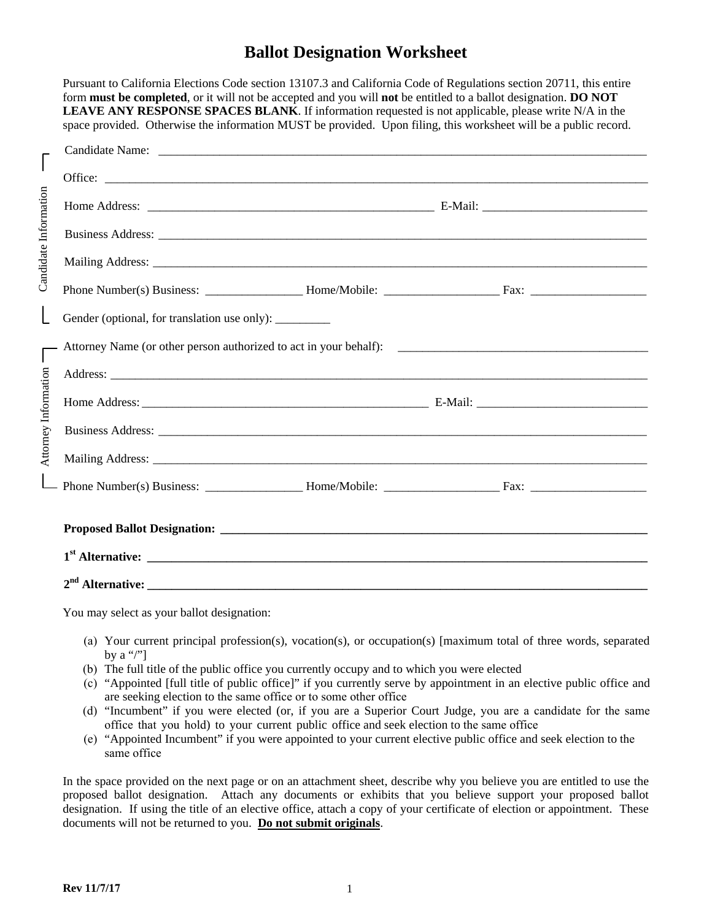# Ballot Designation Worksheet

Pursuant to California Elections Code section 13107.3 and California Code of Regulations section 20711, this entire form **must be completed**, or it will not be accepted and you will **not** be entitled to a ballot designation. **DO NOT LEAVE ANY RESPONSE SPACES BLANK**. If information requested is not applicable, please write N/A in the space provided. Otherwise the information MUST be provided. Upon filing, this worksheet will be a public record.

**Candidate Information**

Candidate Name: ______________________________________________

Office: ______________________________________________

Home Address: ______________________________ E-Mail: ____________________

Business Address: ______________________________________________

Mailing Address: ______________________________________________

Phone Number(s) Business: ______________ Home/Mobile: ______________ Fax: ______________

Gender (optional, for translation use only): _________

**Attorney Information**

Attorney Name (or other person authorized to act in your behalf): ______________________________

Address: ______________________________________________

Home Address: ______________________________ E-Mail: ____________________

Business Address: ______________________________________________

Mailing Address: ______________________________________________

Phone Number(s) Business: ______________ Home/Mobile: ______________ Fax: ______________

**Proposed Ballot Designation: ______________________________________________**

**1st Alternative: ______________________________________________**

**2nd Alternative: ______________________________________________**

You may select as your ballot designation:

(a) Your current principal profession(s), vocation(s), or occupation(s) [maximum total of three words, separated by a "/"]
(b) The full title of the public office you currently occupy and to which you were elected
(c) "Appointed [full title of public office]" if you currently serve by appointment in an elective public office and are seeking election to the same office or to some other office
(d) "Incumbent" if you were elected (or, if you are a Superior Court Judge, you are a candidate for the same office that you hold) to your current public office and seek election to the same office
(e) "Appointed Incumbent" if you were appointed to your current elective public office and seek election to the same office

In the space provided on the next page or on an attachment sheet, describe why you believe you are entitled to use the proposed ballot designation. Attach any documents or exhibits that you believe support your proposed ballot designation. If using the title of an elective office, attach a copy of your certificate of election or appointment. These documents will not be returned to you. **Do not submit originals**.

Rev 11/7/17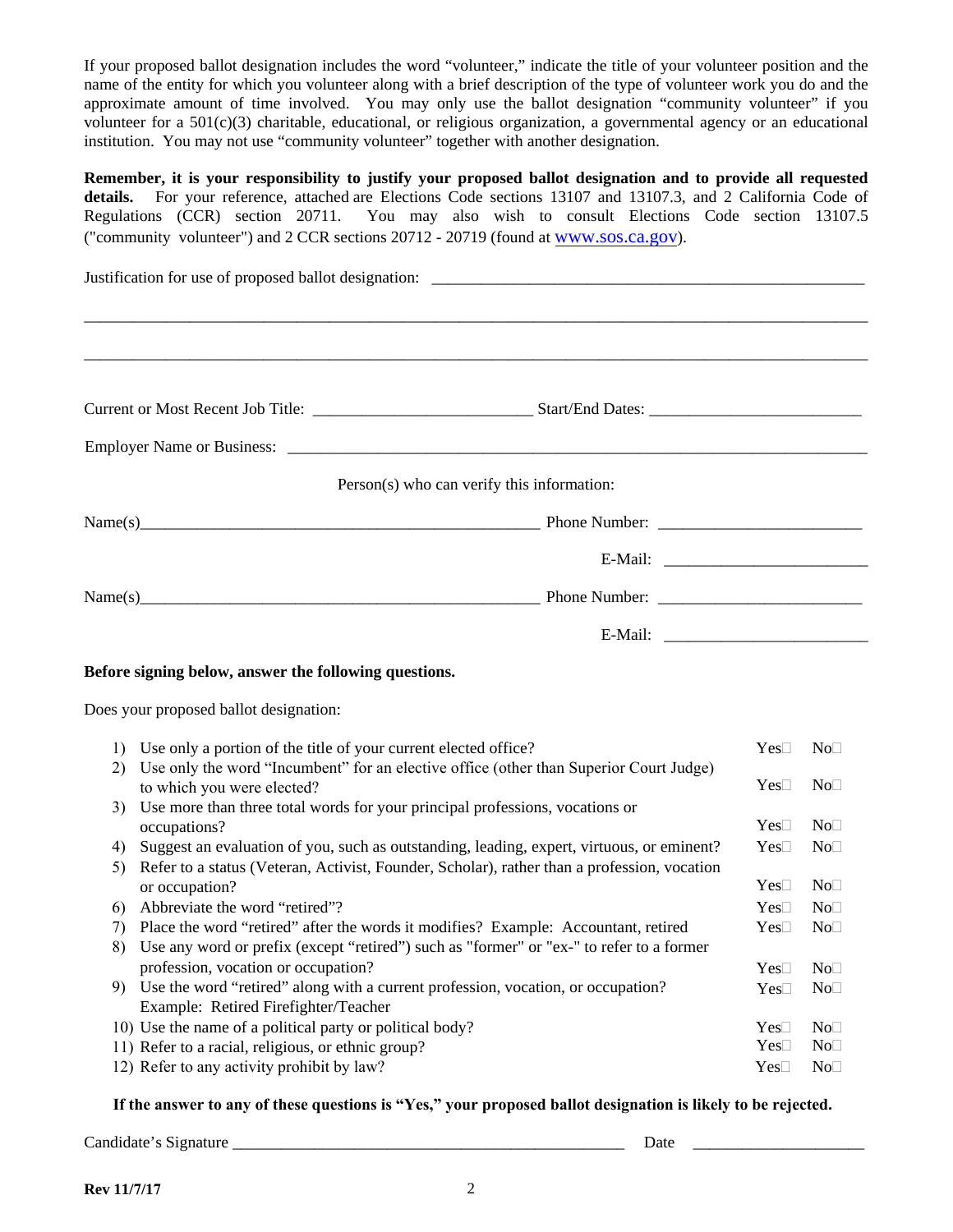If your proposed ballot designation includes the word "volunteer," indicate the title of your volunteer position and the name of the entity for which you volunteer along with a brief description of the type of volunteer work you do and the approximate amount of time involved. You may only use the ballot designation "community volunteer" if you volunteer for a 501(c)(3) charitable, educational, or religious organization, a governmental agency or an educational institution. You may not use "community volunteer" together with another designation.

**Remember, it is your responsibility to justify your proposed ballot designation and to provide all requested details.** For your reference, attached are Elections Code sections 13107 and 13107.3, and 2 California Code of Regulations (CCR) section 20711. You may also wish to consult Elections Code section 13107.5 ("community volunteer") and 2 CCR sections 20712 - 20719 (found at www.sos.ca.gov).

Justification for use of proposed ballot designation: ______________________________________________________

_____________________________________________________________________________________________

_____________________________________________________________________________________________

Current or Most Recent Job Title: __________________________ Start/End Dates: _________________________

Employer Name or Business: ________________________________________________________________________

Person(s) who can verify this information:

Name(s)______________________________________________ Phone Number: ________________________

E-Mail: ________________________

Name(s)______________________________________________ Phone Number: ________________________

E-Mail: ________________________

**Before signing below, answer the following questions.**

Does your proposed ballot designation:

| | | | |
|---|---|---|---|
| 1) | Use only a portion of the title of your current elected office? | Yes☐ | No☐ |
| 2) | Use only the word "Incumbent" for an elective office (other than Superior Court Judge) to which you were elected? | Yes☐ | No☐ |
| 3) | Use more than three total words for your principal professions, vocations or occupations? | Yes☐ | No☐ |
| 4) | Suggest an evaluation of you, such as outstanding, leading, expert, virtuous, or eminent? | Yes☐ | No☐ |
| 5) | Refer to a status (Veteran, Activist, Founder, Scholar), rather than a profession, vocation or occupation? | Yes☐ | No☐ |
| 6) | Abbreviate the word "retired"? | Yes☐ | No☐ |
| 7) | Place the word "retired" after the words it modifies? Example: Accountant, retired | Yes☐ | No☐ |
| 8) | Use any word or prefix (except "retired") such as "former" or "ex-" to refer to a former profession, vocation or occupation? | Yes☐ | No☐ |
| 9) | Use the word "retired" along with a current profession, vocation, or occupation? Example: Retired Firefighter/Teacher | Yes☐ | No☐ |
| 10) | Use the name of a political party or political body? | Yes☐ | No☐ |
| 11) | Refer to a racial, religious, or ethnic group? | Yes☐ | No☐ |
| 12) | Refer to any activity prohibit by law? | Yes☐ | No☐ |

**If the answer to any of these questions is "Yes," your proposed ballot designation is likely to be rejected.**

Candidate's Signature _______________________________________________ Date ____________________

**Rev 11/7/17**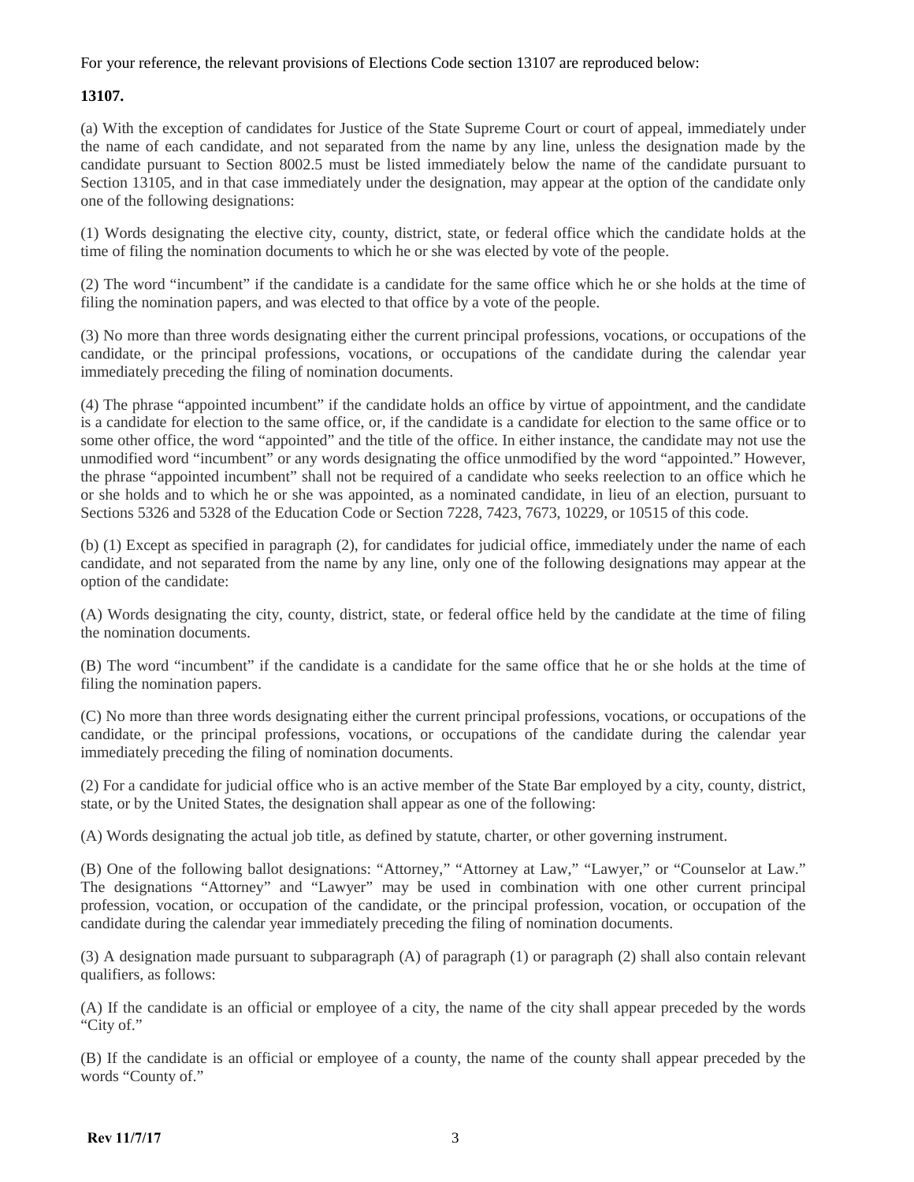For your reference, the relevant provisions of Elections Code section 13107 are reproduced below:

**13107.**

(a) With the exception of candidates for Justice of the State Supreme Court or court of appeal, immediately under the name of each candidate, and not separated from the name by any line, unless the designation made by the candidate pursuant to Section 8002.5 must be listed immediately below the name of the candidate pursuant to Section 13105, and in that case immediately under the designation, may appear at the option of the candidate only one of the following designations:

(1) Words designating the elective city, county, district, state, or federal office which the candidate holds at the time of filing the nomination documents to which he or she was elected by vote of the people.

(2) The word "incumbent" if the candidate is a candidate for the same office which he or she holds at the time of filing the nomination papers, and was elected to that office by a vote of the people.

(3) No more than three words designating either the current principal professions, vocations, or occupations of the candidate, or the principal professions, vocations, or occupations of the candidate during the calendar year immediately preceding the filing of nomination documents.

(4) The phrase "appointed incumbent" if the candidate holds an office by virtue of appointment, and the candidate is a candidate for election to the same office, or, if the candidate is a candidate for election to the same office or to some other office, the word "appointed" and the title of the office. In either instance, the candidate may not use the unmodified word "incumbent" or any words designating the office unmodified by the word "appointed." However, the phrase "appointed incumbent" shall not be required of a candidate who seeks reelection to an office which he or she holds and to which he or she was appointed, as a nominated candidate, in lieu of an election, pursuant to Sections 5326 and 5328 of the Education Code or Section 7228, 7423, 7673, 10229, or 10515 of this code.

(b) (1) Except as specified in paragraph (2), for candidates for judicial office, immediately under the name of each candidate, and not separated from the name by any line, only one of the following designations may appear at the option of the candidate:

(A) Words designating the city, county, district, state, or federal office held by the candidate at the time of filing the nomination documents.

(B) The word "incumbent" if the candidate is a candidate for the same office that he or she holds at the time of filing the nomination papers.

(C) No more than three words designating either the current principal professions, vocations, or occupations of the candidate, or the principal professions, vocations, or occupations of the candidate during the calendar year immediately preceding the filing of nomination documents.

(2) For a candidate for judicial office who is an active member of the State Bar employed by a city, county, district, state, or by the United States, the designation shall appear as one of the following:

(A) Words designating the actual job title, as defined by statute, charter, or other governing instrument.

(B) One of the following ballot designations: "Attorney," "Attorney at Law," "Lawyer," or "Counselor at Law." The designations "Attorney" and "Lawyer" may be used in combination with one other current principal profession, vocation, or occupation of the candidate, or the principal profession, vocation, or occupation of the candidate during the calendar year immediately preceding the filing of nomination documents.

(3) A designation made pursuant to subparagraph (A) of paragraph (1) or paragraph (2) shall also contain relevant qualifiers, as follows:

(A) If the candidate is an official or employee of a city, the name of the city shall appear preceded by the words "City of."

(B) If the candidate is an official or employee of a county, the name of the county shall appear preceded by the words "County of."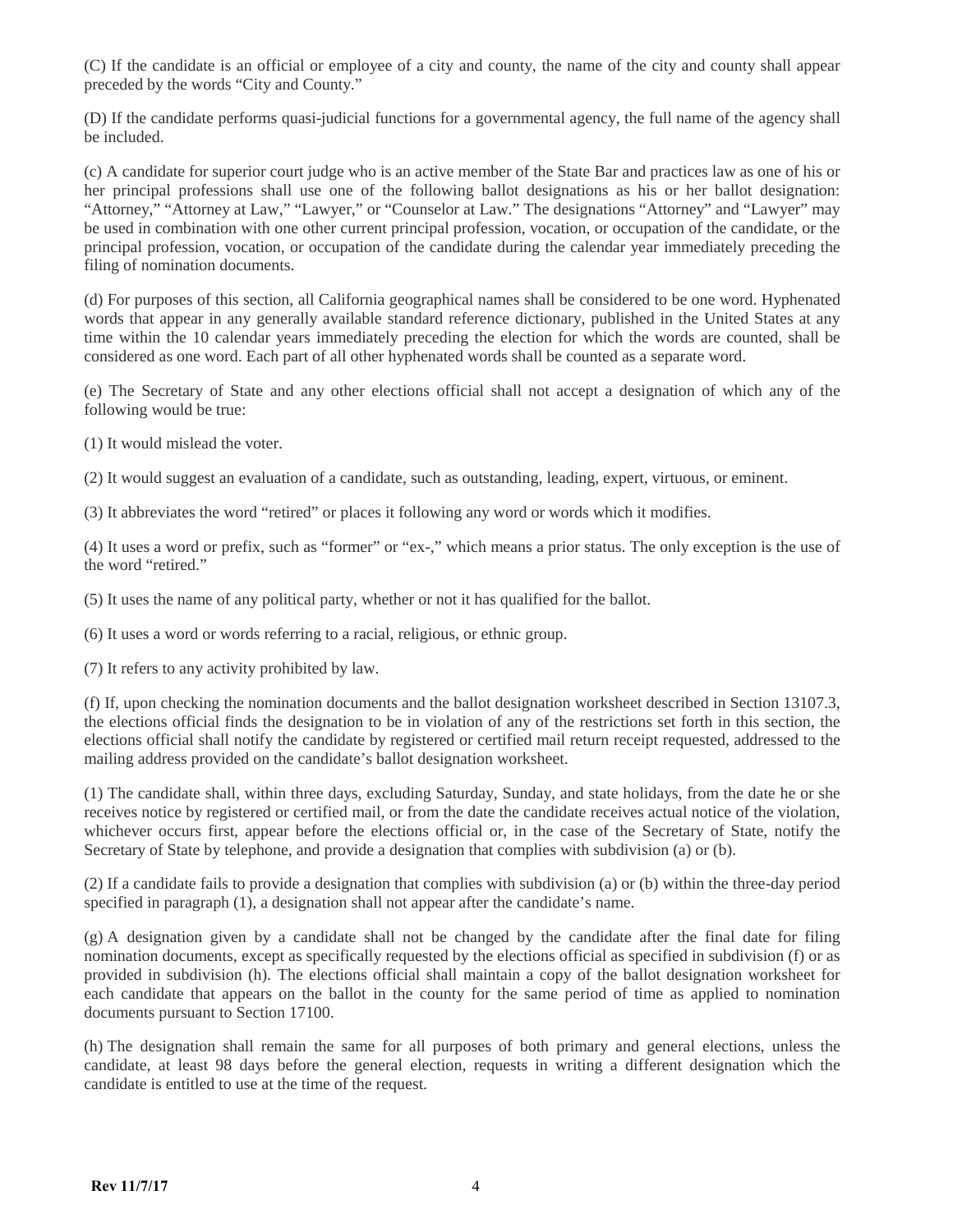(C) If the candidate is an official or employee of a city and county, the name of the city and county shall appear preceded by the words "City and County."

(D) If the candidate performs quasi-judicial functions for a governmental agency, the full name of the agency shall be included.

(c) A candidate for superior court judge who is an active member of the State Bar and practices law as one of his or her principal professions shall use one of the following ballot designations as his or her ballot designation: "Attorney," "Attorney at Law," "Lawyer," or "Counselor at Law." The designations "Attorney" and "Lawyer" may be used in combination with one other current principal profession, vocation, or occupation of the candidate, or the principal profession, vocation, or occupation of the candidate during the calendar year immediately preceding the filing of nomination documents.

(d) For purposes of this section, all California geographical names shall be considered to be one word. Hyphenated words that appear in any generally available standard reference dictionary, published in the United States at any time within the 10 calendar years immediately preceding the election for which the words are counted, shall be considered as one word. Each part of all other hyphenated words shall be counted as a separate word.

(e) The Secretary of State and any other elections official shall not accept a designation of which any of the following would be true:

(1) It would mislead the voter.

(2) It would suggest an evaluation of a candidate, such as outstanding, leading, expert, virtuous, or eminent.

(3) It abbreviates the word "retired" or places it following any word or words which it modifies.

(4) It uses a word or prefix, such as "former" or "ex-," which means a prior status. The only exception is the use of the word "retired."

(5) It uses the name of any political party, whether or not it has qualified for the ballot.

(6) It uses a word or words referring to a racial, religious, or ethnic group.

(7) It refers to any activity prohibited by law.

(f) If, upon checking the nomination documents and the ballot designation worksheet described in Section 13107.3, the elections official finds the designation to be in violation of any of the restrictions set forth in this section, the elections official shall notify the candidate by registered or certified mail return receipt requested, addressed to the mailing address provided on the candidate's ballot designation worksheet.

(1) The candidate shall, within three days, excluding Saturday, Sunday, and state holidays, from the date he or she receives notice by registered or certified mail, or from the date the candidate receives actual notice of the violation, whichever occurs first, appear before the elections official or, in the case of the Secretary of State, notify the Secretary of State by telephone, and provide a designation that complies with subdivision (a) or (b).

(2) If a candidate fails to provide a designation that complies with subdivision (a) or (b) within the three-day period specified in paragraph (1), a designation shall not appear after the candidate's name.

(g) A designation given by a candidate shall not be changed by the candidate after the final date for filing nomination documents, except as specifically requested by the elections official as specified in subdivision (f) or as provided in subdivision (h). The elections official shall maintain a copy of the ballot designation worksheet for each candidate that appears on the ballot in the county for the same period of time as applied to nomination documents pursuant to Section 17100.

(h) The designation shall remain the same for all purposes of both primary and general elections, unless the candidate, at least 98 days before the general election, requests in writing a different designation which the candidate is entitled to use at the time of the request.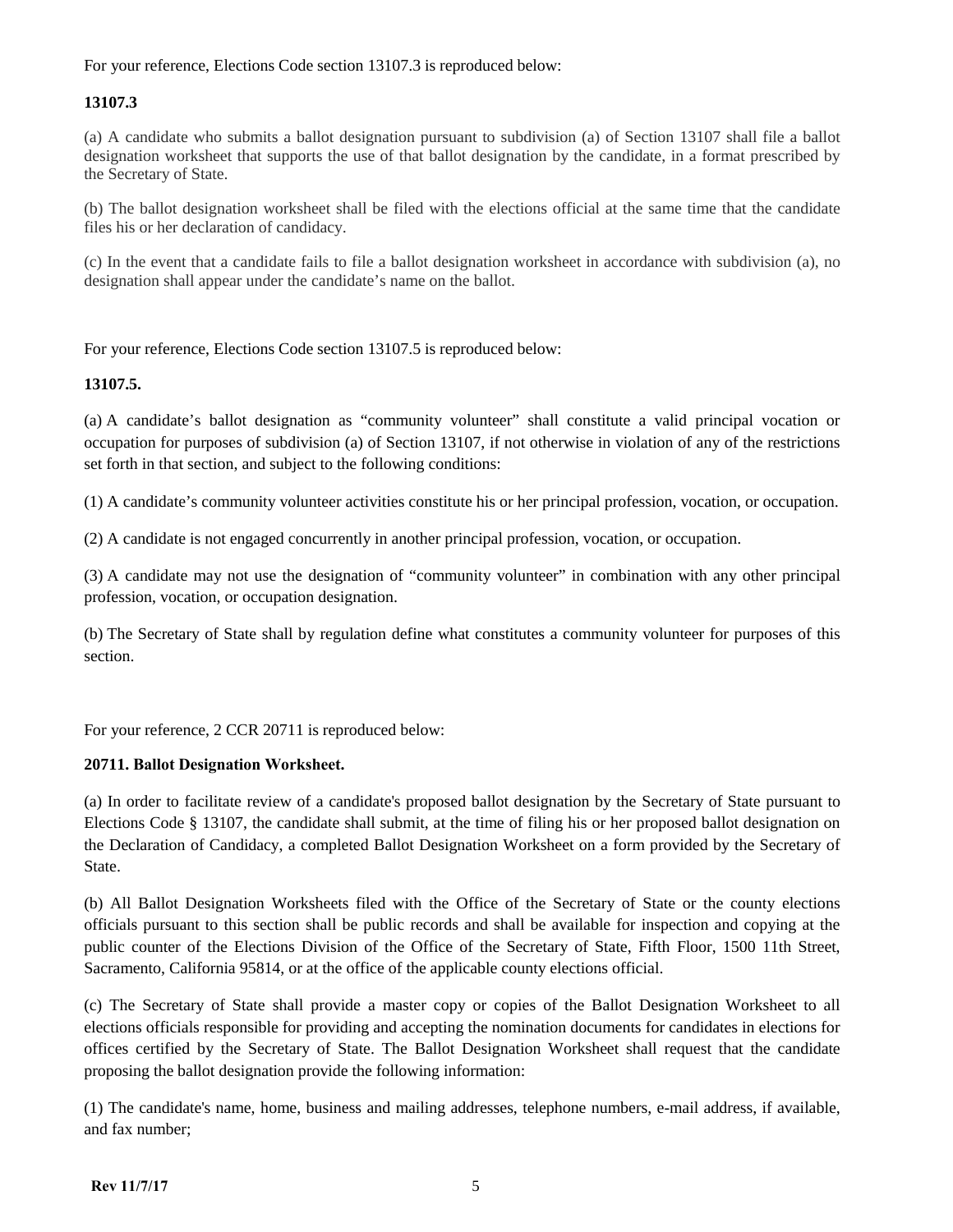For your reference, Elections Code section 13107.3 is reproduced below:

**13107.3**

(a) A candidate who submits a ballot designation pursuant to subdivision (a) of Section 13107 shall file a ballot designation worksheet that supports the use of that ballot designation by the candidate, in a format prescribed by the Secretary of State.

(b) The ballot designation worksheet shall be filed with the elections official at the same time that the candidate files his or her declaration of candidacy.

(c) In the event that a candidate fails to file a ballot designation worksheet in accordance with subdivision (a), no designation shall appear under the candidate's name on the ballot.

For your reference, Elections Code section 13107.5 is reproduced below:

**13107.5.**

(a) A candidate's ballot designation as "community volunteer" shall constitute a valid principal vocation or occupation for purposes of subdivision (a) of Section 13107, if not otherwise in violation of any of the restrictions set forth in that section, and subject to the following conditions:

(1) A candidate's community volunteer activities constitute his or her principal profession, vocation, or occupation.

(2) A candidate is not engaged concurrently in another principal profession, vocation, or occupation.

(3) A candidate may not use the designation of "community volunteer" in combination with any other principal profession, vocation, or occupation designation.

(b) The Secretary of State shall by regulation define what constitutes a community volunteer for purposes of this section.

For your reference, 2 CCR 20711 is reproduced below:

**20711. Ballot Designation Worksheet.**

(a) In order to facilitate review of a candidate's proposed ballot designation by the Secretary of State pursuant to Elections Code § 13107, the candidate shall submit, at the time of filing his or her proposed ballot designation on the Declaration of Candidacy, a completed Ballot Designation Worksheet on a form provided by the Secretary of State.

(b) All Ballot Designation Worksheets filed with the Office of the Secretary of State or the county elections officials pursuant to this section shall be public records and shall be available for inspection and copying at the public counter of the Elections Division of the Office of the Secretary of State, Fifth Floor, 1500 11th Street, Sacramento, California 95814, or at the office of the applicable county elections official.

(c) The Secretary of State shall provide a master copy or copies of the Ballot Designation Worksheet to all elections officials responsible for providing and accepting the nomination documents for candidates in elections for offices certified by the Secretary of State. The Ballot Designation Worksheet shall request that the candidate proposing the ballot designation provide the following information:

(1) The candidate's name, home, business and mailing addresses, telephone numbers, e-mail address, if available, and fax number;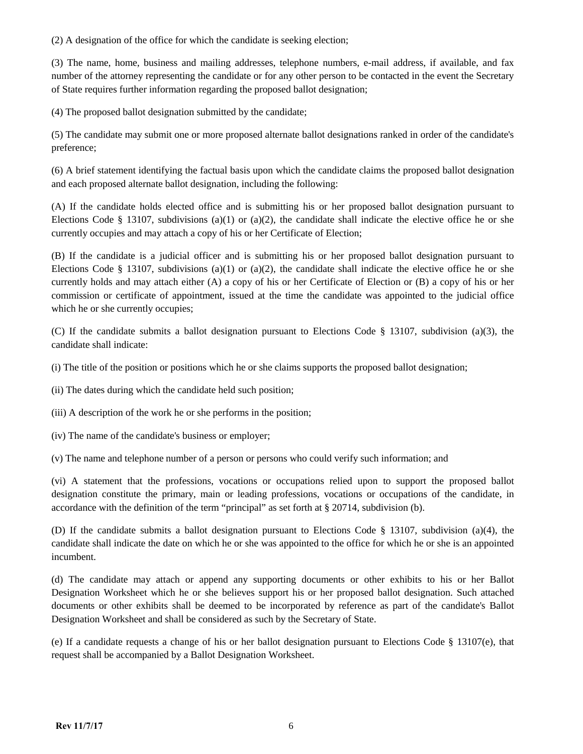(2) A designation of the office for which the candidate is seeking election;

(3) The name, home, business and mailing addresses, telephone numbers, e-mail address, if available, and fax number of the attorney representing the candidate or for any other person to be contacted in the event the Secretary of State requires further information regarding the proposed ballot designation;

(4) The proposed ballot designation submitted by the candidate;

(5) The candidate may submit one or more proposed alternate ballot designations ranked in order of the candidate's preference;

(6) A brief statement identifying the factual basis upon which the candidate claims the proposed ballot designation and each proposed alternate ballot designation, including the following:

(A) If the candidate holds elected office and is submitting his or her proposed ballot designation pursuant to Elections Code § 13107, subdivisions (a)(1) or (a)(2), the candidate shall indicate the elective office he or she currently occupies and may attach a copy of his or her Certificate of Election;

(B) If the candidate is a judicial officer and is submitting his or her proposed ballot designation pursuant to Elections Code § 13107, subdivisions (a)(1) or (a)(2), the candidate shall indicate the elective office he or she currently holds and may attach either (A) a copy of his or her Certificate of Election or (B) a copy of his or her commission or certificate of appointment, issued at the time the candidate was appointed to the judicial office which he or she currently occupies;

(C) If the candidate submits a ballot designation pursuant to Elections Code § 13107, subdivision (a)(3), the candidate shall indicate:

(i) The title of the position or positions which he or she claims supports the proposed ballot designation;

(ii) The dates during which the candidate held such position;

(iii) A description of the work he or she performs in the position;

(iv) The name of the candidate's business or employer;

(v) The name and telephone number of a person or persons who could verify such information; and

(vi) A statement that the professions, vocations or occupations relied upon to support the proposed ballot designation constitute the primary, main or leading professions, vocations or occupations of the candidate, in accordance with the definition of the term "principal" as set forth at § 20714, subdivision (b).

(D) If the candidate submits a ballot designation pursuant to Elections Code § 13107, subdivision (a)(4), the candidate shall indicate the date on which he or she was appointed to the office for which he or she is an appointed incumbent.

(d) The candidate may attach or append any supporting documents or other exhibits to his or her Ballot Designation Worksheet which he or she believes support his or her proposed ballot designation. Such attached documents or other exhibits shall be deemed to be incorporated by reference as part of the candidate's Ballot Designation Worksheet and shall be considered as such by the Secretary of State.

(e) If a candidate requests a change of his or her ballot designation pursuant to Elections Code § 13107(e), that request shall be accompanied by a Ballot Designation Worksheet.

**Rev 11/7/17**